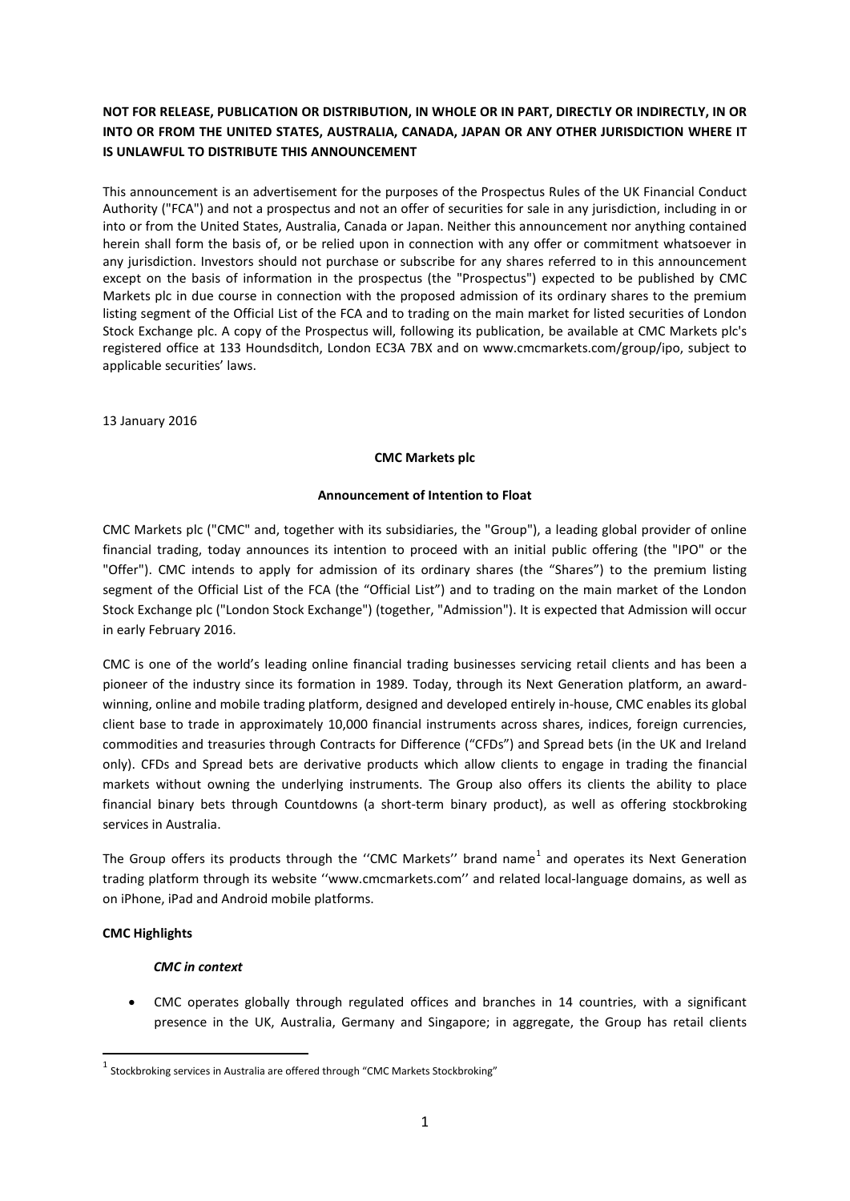**NOT FOR RELEASE, PUBLICATION OR DISTRIBUTION, IN WHOLE OR IN PART, DIRECTLY OR INDIRECTLY, IN OR INTO OR FROM THE UNITED STATES, AUSTRALIA, CANADA, JAPAN OR ANY OTHER JURISDICTION WHERE IT IS UNLAWFUL TO DISTRIBUTE THIS ANNOUNCEMENT**

This announcement is an advertisement for the purposes of the Prospectus Rules of the UK Financial Conduct Authority ("FCA") and not a prospectus and not an offer of securities for sale in any jurisdiction, including in or into or from the United States, Australia, Canada or Japan. Neither this announcement nor anything contained herein shall form the basis of, or be relied upon in connection with any offer or commitment whatsoever in any jurisdiction. Investors should not purchase or subscribe for any shares referred to in this announcement except on the basis of information in the prospectus (the "Prospectus") expected to be published by CMC Markets plc in due course in connection with the proposed admission of its ordinary shares to the premium listing segment of the Official List of the FCA and to trading on the main market for listed securities of London Stock Exchange plc. A copy of the Prospectus will, following its publication, be available at CMC Markets plc's registered office at 133 Houndsditch, London EC3A 7BX and on www.cmcmarkets.com/group/ipo, subject to applicable securities' laws.

13 January 2016

**CMC Markets plc**

**Announcement of Intention to Float**

CMC Markets plc ("CMC" and, together with its subsidiaries, the "Group"), a leading global provider of online financial trading, today announces its intention to proceed with an initial public offering (the "IPO" or the "Offer"). CMC intends to apply for admission of its ordinary shares (the "Shares") to the premium listing segment of the Official List of the FCA (the "Official List") and to trading on the main market of the London Stock Exchange plc ("London Stock Exchange") (together, "Admission"). It is expected that Admission will occur in early February 2016.

CMC is one of the world's leading online financial trading businesses servicing retail clients and has been a pioneer of the industry since its formation in 1989. Today, through its Next Generation platform, an award-winning, online and mobile trading platform, designed and developed entirely in-house, CMC enables its global client base to trade in approximately 10,000 financial instruments across shares, indices, foreign currencies, commodities and treasuries through Contracts for Difference ("CFDs") and Spread bets (in the UK and Ireland only). CFDs and Spread bets are derivative products which allow clients to engage in trading the financial markets without owning the underlying instruments. The Group also offers its clients the ability to place financial binary bets through Countdowns (a short-term binary product), as well as offering stockbroking services in Australia.

The Group offers its products through the ''CMC Markets'' brand name[1] and operates its Next Generation trading platform through its website ''www.cmcmarkets.com'' and related local-language domains, as well as on iPhone, iPad and Android mobile platforms.

**CMC Highlights**

***CMC in context***

- CMC operates globally through regulated offices and branches in 14 countries, with a significant presence in the UK, Australia, Germany and Singapore; in aggregate, the Group has retail clients

[1] Stockbroking services in Australia are offered through "CMC Markets Stockbroking"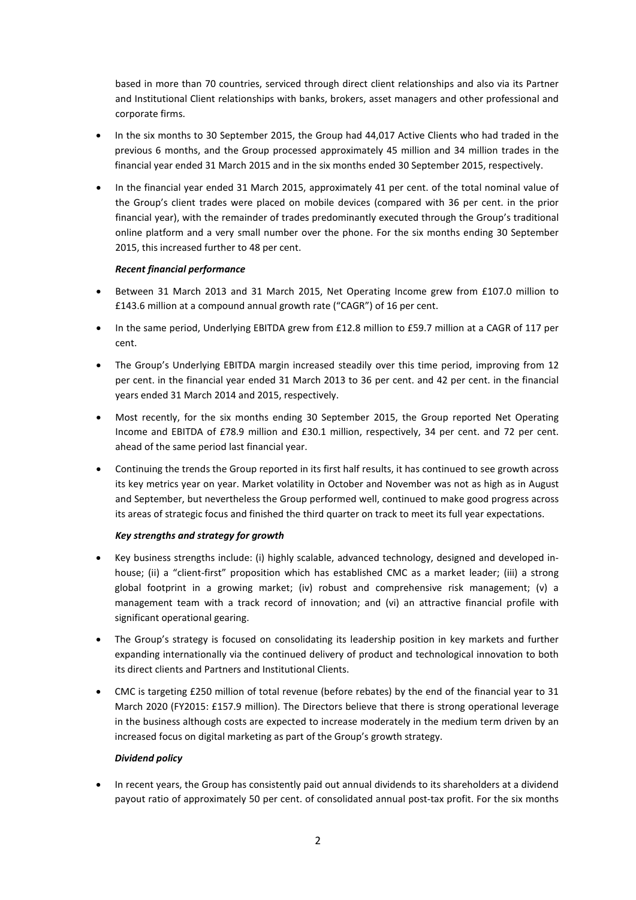based in more than 70 countries, serviced through direct client relationships and also via its Partner and Institutional Client relationships with banks, brokers, asset managers and other professional and corporate firms.

- In the six months to 30 September 2015, the Group had 44,017 Active Clients who had traded in the previous 6 months, and the Group processed approximately 45 million and 34 million trades in the financial year ended 31 March 2015 and in the six months ended 30 September 2015, respectively.
- In the financial year ended 31 March 2015, approximately 41 per cent. of the total nominal value of the Group's client trades were placed on mobile devices (compared with 36 per cent. in the prior financial year), with the remainder of trades predominantly executed through the Group's traditional online platform and a very small number over the phone. For the six months ending 30 September 2015, this increased further to 48 per cent.

***Recent financial performance***

- Between 31 March 2013 and 31 March 2015, Net Operating Income grew from £107.0 million to £143.6 million at a compound annual growth rate ("CAGR") of 16 per cent.
- In the same period, Underlying EBITDA grew from £12.8 million to £59.7 million at a CAGR of 117 per cent.
- The Group's Underlying EBITDA margin increased steadily over this time period, improving from 12 per cent. in the financial year ended 31 March 2013 to 36 per cent. and 42 per cent. in the financial years ended 31 March 2014 and 2015, respectively.
- Most recently, for the six months ending 30 September 2015, the Group reported Net Operating Income and EBITDA of £78.9 million and £30.1 million, respectively, 34 per cent. and 72 per cent. ahead of the same period last financial year.
- Continuing the trends the Group reported in its first half results, it has continued to see growth across its key metrics year on year. Market volatility in October and November was not as high as in August and September, but nevertheless the Group performed well, continued to make good progress across its areas of strategic focus and finished the third quarter on track to meet its full year expectations.

***Key strengths and strategy for growth***

- Key business strengths include: (i) highly scalable, advanced technology, designed and developed in-house; (ii) a "client-first" proposition which has established CMC as a market leader; (iii) a strong global footprint in a growing market; (iv) robust and comprehensive risk management; (v) a management team with a track record of innovation; and (vi) an attractive financial profile with significant operational gearing.
- The Group's strategy is focused on consolidating its leadership position in key markets and further expanding internationally via the continued delivery of product and technological innovation to both its direct clients and Partners and Institutional Clients.
- CMC is targeting £250 million of total revenue (before rebates) by the end of the financial year to 31 March 2020 (FY2015: £157.9 million). The Directors believe that there is strong operational leverage in the business although costs are expected to increase moderately in the medium term driven by an increased focus on digital marketing as part of the Group's growth strategy.

***Dividend policy***

- In recent years, the Group has consistently paid out annual dividends to its shareholders at a dividend payout ratio of approximately 50 per cent. of consolidated annual post-tax profit. For the six months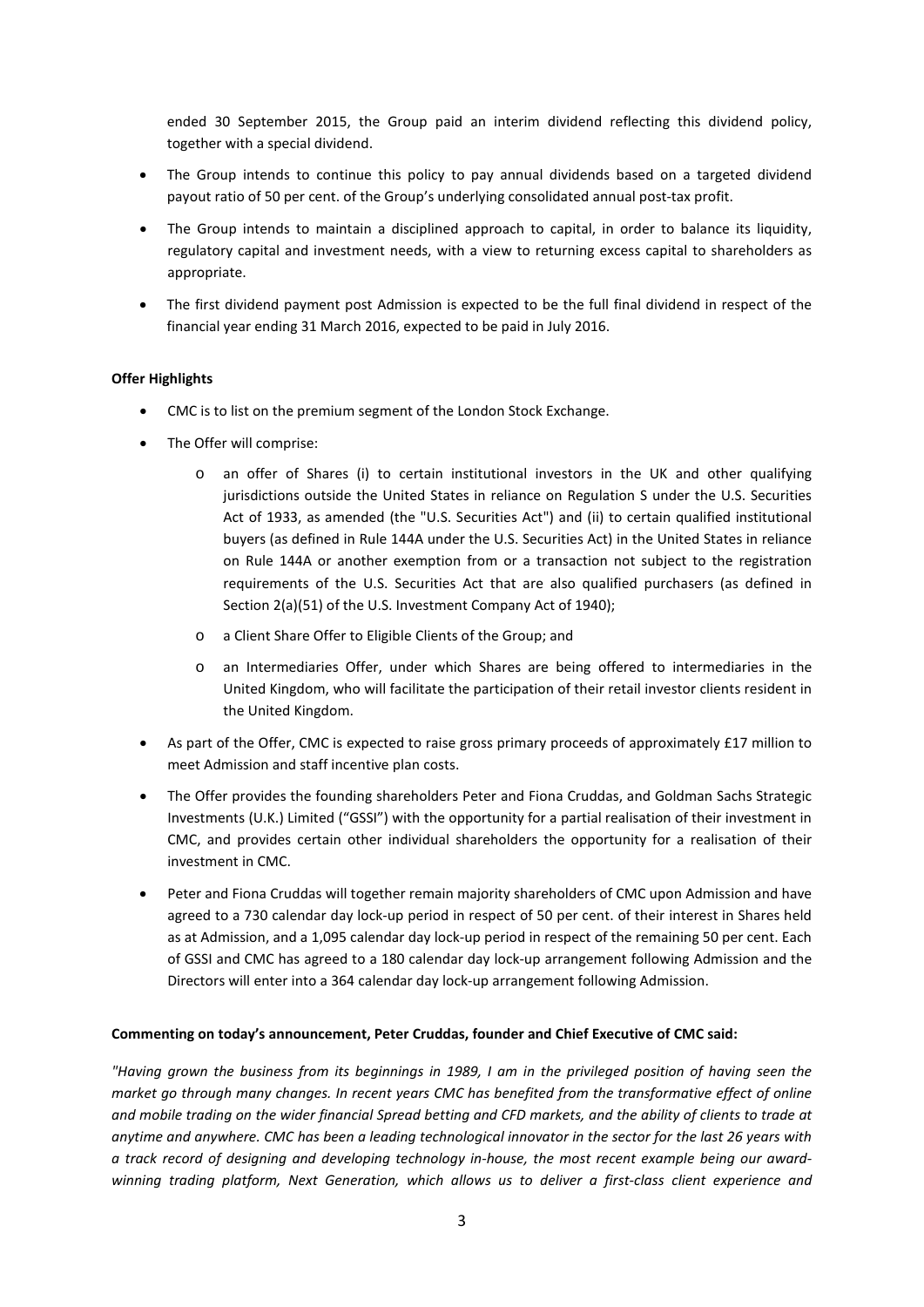ended 30 September 2015, the Group paid an interim dividend reflecting this dividend policy, together with a special dividend.

- The Group intends to continue this policy to pay annual dividends based on a targeted dividend payout ratio of 50 per cent. of the Group's underlying consolidated annual post-tax profit.
- The Group intends to maintain a disciplined approach to capital, in order to balance its liquidity, regulatory capital and investment needs, with a view to returning excess capital to shareholders as appropriate.
- The first dividend payment post Admission is expected to be the full final dividend in respect of the financial year ending 31 March 2016, expected to be paid in July 2016.

**Offer Highlights**

- CMC is to list on the premium segment of the London Stock Exchange.
- The Offer will comprise:
  - an offer of Shares (i) to certain institutional investors in the UK and other qualifying jurisdictions outside the United States in reliance on Regulation S under the U.S. Securities Act of 1933, as amended (the "U.S. Securities Act") and (ii) to certain qualified institutional buyers (as defined in Rule 144A under the U.S. Securities Act) in the United States in reliance on Rule 144A or another exemption from or a transaction not subject to the registration requirements of the U.S. Securities Act that are also qualified purchasers (as defined in Section 2(a)(51) of the U.S. Investment Company Act of 1940);
  - a Client Share Offer to Eligible Clients of the Group; and
  - an Intermediaries Offer, under which Shares are being offered to intermediaries in the United Kingdom, who will facilitate the participation of their retail investor clients resident in the United Kingdom.
- As part of the Offer, CMC is expected to raise gross primary proceeds of approximately £17 million to meet Admission and staff incentive plan costs.
- The Offer provides the founding shareholders Peter and Fiona Cruddas, and Goldman Sachs Strategic Investments (U.K.) Limited ("GSSI") with the opportunity for a partial realisation of their investment in CMC, and provides certain other individual shareholders the opportunity for a realisation of their investment in CMC.
- Peter and Fiona Cruddas will together remain majority shareholders of CMC upon Admission and have agreed to a 730 calendar day lock-up period in respect of 50 per cent. of their interest in Shares held as at Admission, and a 1,095 calendar day lock-up period in respect of the remaining 50 per cent. Each of GSSI and CMC has agreed to a 180 calendar day lock-up arrangement following Admission and the Directors will enter into a 364 calendar day lock-up arrangement following Admission.

**Commenting on today's announcement, Peter Cruddas, founder and Chief Executive of CMC said:**

*"Having grown the business from its beginnings in 1989, I am in the privileged position of having seen the market go through many changes. In recent years CMC has benefited from the transformative effect of online and mobile trading on the wider financial Spread betting and CFD markets, and the ability of clients to trade at anytime and anywhere. CMC has been a leading technological innovator in the sector for the last 26 years with a track record of designing and developing technology in-house, the most recent example being our award-winning trading platform, Next Generation, which allows us to deliver a first-class client experience and*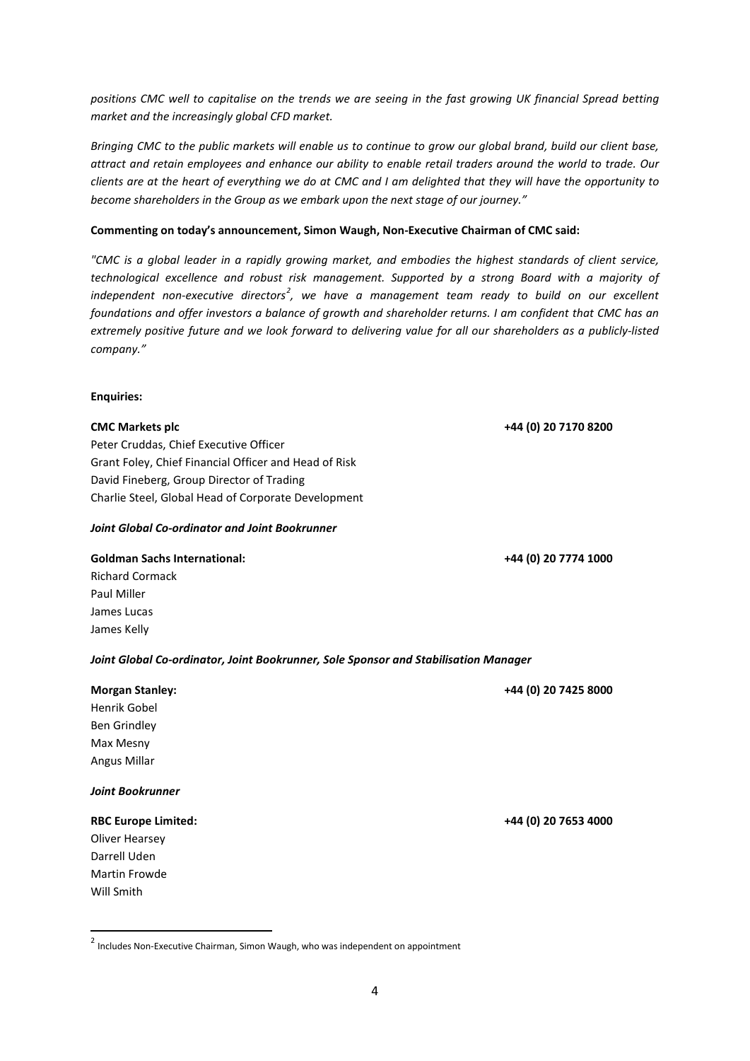*positions CMC well to capitalise on the trends we are seeing in the fast growing UK financial Spread betting market and the increasingly global CFD market.*

*Bringing CMC to the public markets will enable us to continue to grow our global brand, build our client base, attract and retain employees and enhance our ability to enable retail traders around the world to trade. Our clients are at the heart of everything we do at CMC and I am delighted that they will have the opportunity to become shareholders in the Group as we embark upon the next stage of our journey."*

**Commenting on today's announcement, Simon Waugh, Non-Executive Chairman of CMC said:**

*"CMC is a global leader in a rapidly growing market, and embodies the highest standards of client service, technological excellence and robust risk management. Supported by a strong Board with a majority of independent non-executive directors[2], we have a management team ready to build on our excellent foundations and offer investors a balance of growth and shareholder returns. I am confident that CMC has an extremely positive future and we look forward to delivering value for all our shareholders as a publicly-listed company."*

**Enquiries:**

**CMC Markets plc** **+44 (0) 20 7170 8200**

Peter Cruddas, Chief Executive Officer
Grant Foley, Chief Financial Officer and Head of Risk
David Fineberg, Group Director of Trading
Charlie Steel, Global Head of Corporate Development

***Joint Global Co-ordinator and Joint Bookrunner***

**Goldman Sachs International:** **+44 (0) 20 7774 1000**

Richard Cormack
Paul Miller
James Lucas
James Kelly

***Joint Global Co-ordinator, Joint Bookrunner, Sole Sponsor and Stabilisation Manager***

**Morgan Stanley:** **+44 (0) 20 7425 8000**

Henrik Gobel
Ben Grindley
Max Mesny
Angus Millar

***Joint Bookrunner***

**RBC Europe Limited:** **+44 (0) 20 7653 4000**

Oliver Hearsey
Darrell Uden
Martin Frowde
Will Smith

---

[2] Includes Non-Executive Chairman, Simon Waugh, who was independent on appointment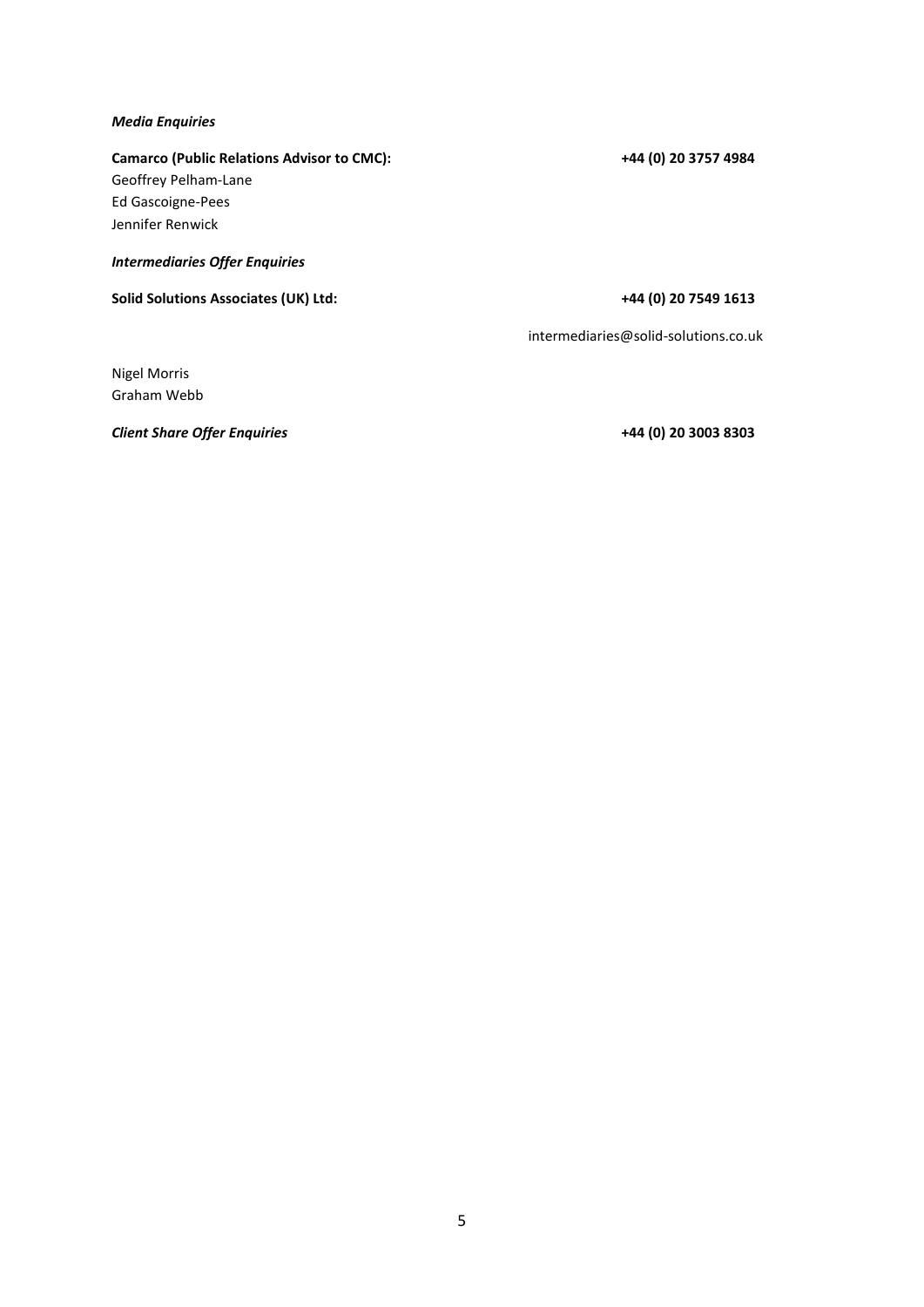***Media Enquiries***

**Camarco (Public Relations Advisor to CMC):** **+44 (0) 20 3757 4984**

Geoffrey Pelham-Lane
Ed Gascoigne-Pees
Jennifer Renwick

***Intermediaries Offer Enquiries***

**Solid Solutions Associates (UK) Ltd:** **+44 (0) 20 7549 1613**

intermediaries@solid-solutions.co.uk

Nigel Morris
Graham Webb

***Client Share Offer Enquiries*** **+44 (0) 20 3003 8303**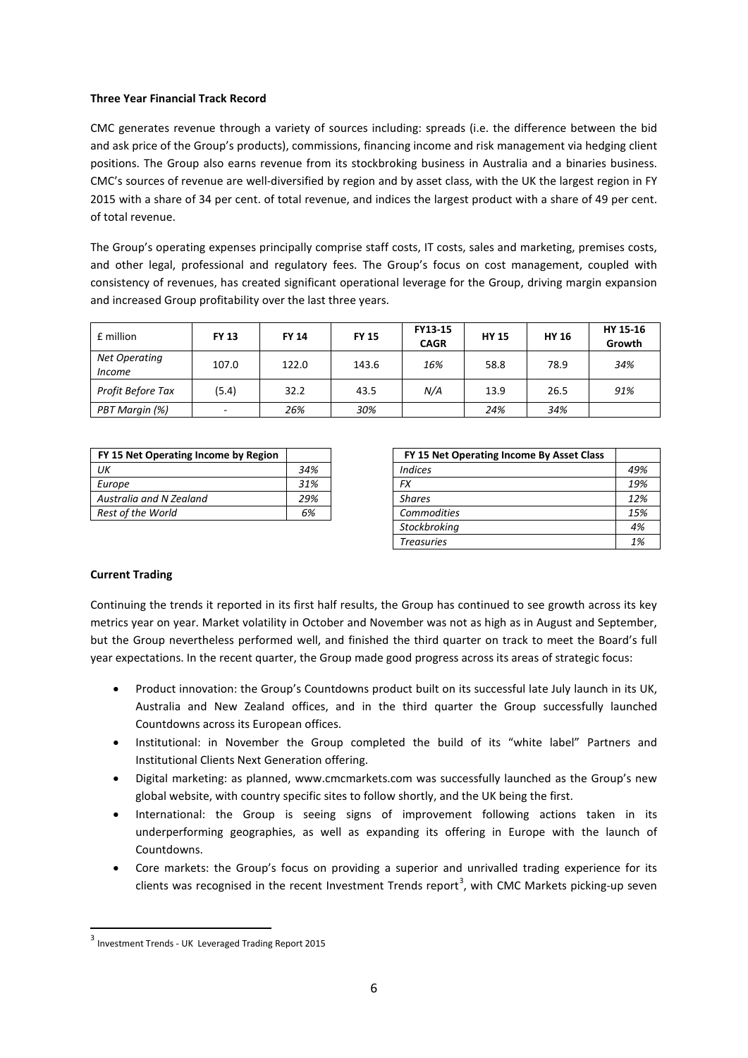**Three Year Financial Track Record**

CMC generates revenue through a variety of sources including: spreads (i.e. the difference between the bid and ask price of the Group's products), commissions, financing income and risk management via hedging client positions. The Group also earns revenue from its stockbroking business in Australia and a binaries business. CMC's sources of revenue are well-diversified by region and by asset class, with the UK the largest region in FY 2015 with a share of 34 per cent. of total revenue, and indices the largest product with a share of 49 per cent. of total revenue.

The Group's operating expenses principally comprise staff costs, IT costs, sales and marketing, premises costs, and other legal, professional and regulatory fees. The Group's focus on cost management, coupled with consistency of revenues, has created significant operational leverage for the Group, driving margin expansion and increased Group profitability over the last three years.

| £ million | **FY 13** | **FY 14** | **FY 15** | **FY13-15 CAGR** | **HY 15** | **HY 16** | **HY 15-16 Growth** |
|---|---|---|---|---|---|---|---|
| *Net Operating Income* | 107.0 | 122.0 | 143.6 | *16%* | 58.8 | 78.9 | *34%* |
| *Profit Before Tax* | (5.4) | 32.2 | 43.5 | *N/A* | 13.9 | 26.5 | *91%* |
| *PBT Margin (%)* | - | *26%* | *30%* | | *24%* | *34%* | |

| **FY 15 Net Operating Income by Region** | |
|---|---|
| *UK* | *34%* |
| *Europe* | *31%* |
| *Australia and N Zealand* | *29%* |
| *Rest of the World* | *6%* |

| **FY 15 Net Operating Income By Asset Class** | |
|---|---|
| *Indices* | *49%* |
| *FX* | *19%* |
| *Shares* | *12%* |
| *Commodities* | *15%* |
| *Stockbroking* | *4%* |
| *Treasuries* | *1%* |

**Current Trading**

Continuing the trends it reported in its first half results, the Group has continued to see growth across its key metrics year on year. Market volatility in October and November was not as high as in August and September, but the Group nevertheless performed well, and finished the third quarter on track to meet the Board's full year expectations. In the recent quarter, the Group made good progress across its areas of strategic focus:

- Product innovation: the Group's Countdowns product built on its successful late July launch in its UK, Australia and New Zealand offices, and in the third quarter the Group successfully launched Countdowns across its European offices.
- Institutional: in November the Group completed the build of its "white label" Partners and Institutional Clients Next Generation offering.
- Digital marketing: as planned, www.cmcmarkets.com was successfully launched as the Group's new global website, with country specific sites to follow shortly, and the UK being the first.
- International: the Group is seeing signs of improvement following actions taken in its underperforming geographies, as well as expanding its offering in Europe with the launch of Countdowns.
- Core markets: the Group's focus on providing a superior and unrivalled trading experience for its clients was recognised in the recent Investment Trends report[3], with CMC Markets picking-up seven

[3] Investment Trends - UK Leveraged Trading Report 2015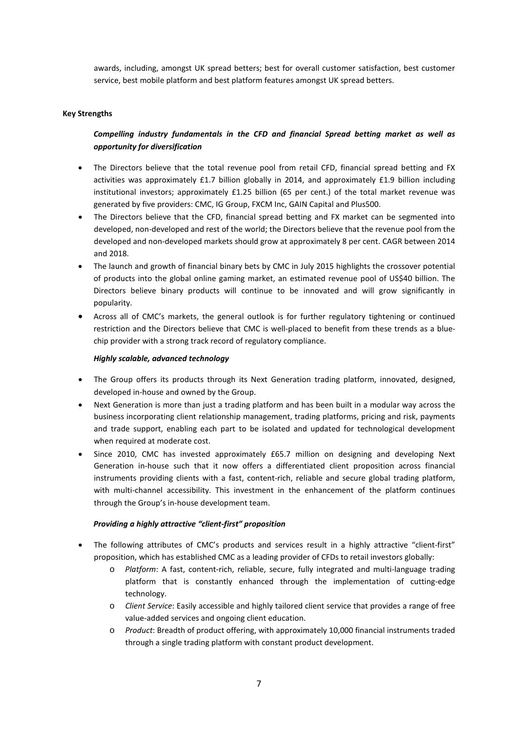awards, including, amongst UK spread betters; best for overall customer satisfaction, best customer service, best mobile platform and best platform features amongst UK spread betters.

**Key Strengths**

***Compelling industry fundamentals in the CFD and financial Spread betting market as well as opportunity for diversification***

- The Directors believe that the total revenue pool from retail CFD, financial spread betting and FX activities was approximately £1.7 billion globally in 2014, and approximately £1.9 billion including institutional investors; approximately £1.25 billion (65 per cent.) of the total market revenue was generated by five providers: CMC, IG Group, FXCM Inc, GAIN Capital and Plus500.
- The Directors believe that the CFD, financial spread betting and FX market can be segmented into developed, non-developed and rest of the world; the Directors believe that the revenue pool from the developed and non-developed markets should grow at approximately 8 per cent. CAGR between 2014 and 2018.
- The launch and growth of financial binary bets by CMC in July 2015 highlights the crossover potential of products into the global online gaming market, an estimated revenue pool of US$40 billion. The Directors believe binary products will continue to be innovated and will grow significantly in popularity.
- Across all of CMC's markets, the general outlook is for further regulatory tightening or continued restriction and the Directors believe that CMC is well-placed to benefit from these trends as a blue-chip provider with a strong track record of regulatory compliance.

***Highly scalable, advanced technology***

- The Group offers its products through its Next Generation trading platform, innovated, designed, developed in-house and owned by the Group.
- Next Generation is more than just a trading platform and has been built in a modular way across the business incorporating client relationship management, trading platforms, pricing and risk, payments and trade support, enabling each part to be isolated and updated for technological development when required at moderate cost.
- Since 2010, CMC has invested approximately £65.7 million on designing and developing Next Generation in-house such that it now offers a differentiated client proposition across financial instruments providing clients with a fast, content-rich, reliable and secure global trading platform, with multi-channel accessibility. This investment in the enhancement of the platform continues through the Group's in-house development team.

***Providing a highly attractive "client-first" proposition***

- The following attributes of CMC's products and services result in a highly attractive "client-first" proposition, which has established CMC as a leading provider of CFDs to retail investors globally:
  - *Platform*: A fast, content-rich, reliable, secure, fully integrated and multi-language trading platform that is constantly enhanced through the implementation of cutting-edge technology.
  - *Client Service*: Easily accessible and highly tailored client service that provides a range of free value-added services and ongoing client education.
  - *Product*: Breadth of product offering, with approximately 10,000 financial instruments traded through a single trading platform with constant product development.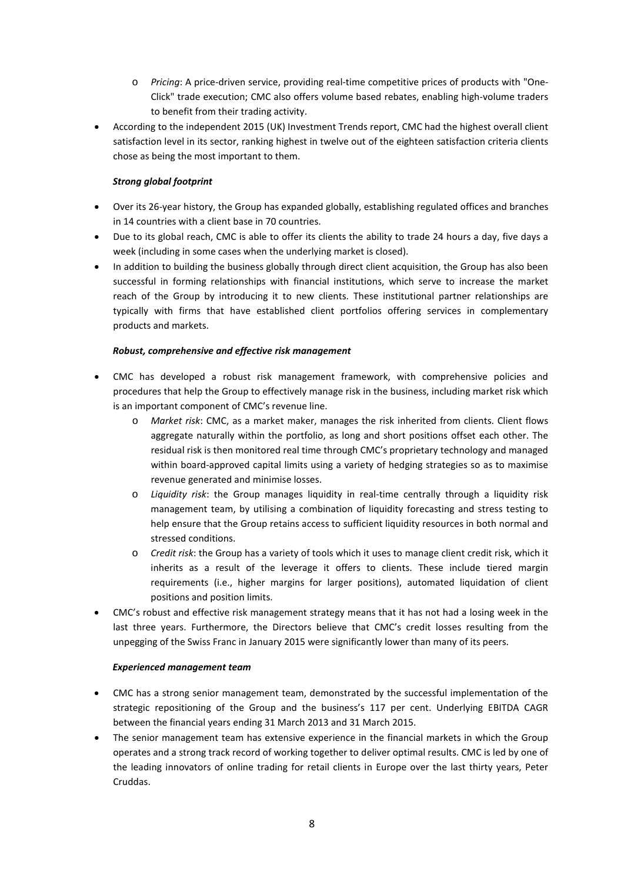- *Pricing*: A price-driven service, providing real-time competitive prices of products with "One-Click" trade execution; CMC also offers volume based rebates, enabling high-volume traders to benefit from their trading activity.
- According to the independent 2015 (UK) Investment Trends report, CMC had the highest overall client satisfaction level in its sector, ranking highest in twelve out of the eighteen satisfaction criteria clients chose as being the most important to them.

***Strong global footprint***

- Over its 26-year history, the Group has expanded globally, establishing regulated offices and branches in 14 countries with a client base in 70 countries.
- Due to its global reach, CMC is able to offer its clients the ability to trade 24 hours a day, five days a week (including in some cases when the underlying market is closed).
- In addition to building the business globally through direct client acquisition, the Group has also been successful in forming relationships with financial institutions, which serve to increase the market reach of the Group by introducing it to new clients. These institutional partner relationships are typically with firms that have established client portfolios offering services in complementary products and markets.

***Robust, comprehensive and effective risk management***

- CMC has developed a robust risk management framework, with comprehensive policies and procedures that help the Group to effectively manage risk in the business, including market risk which is an important component of CMC's revenue line.
  - *Market risk*: CMC, as a market maker, manages the risk inherited from clients. Client flows aggregate naturally within the portfolio, as long and short positions offset each other. The residual risk is then monitored real time through CMC's proprietary technology and managed within board-approved capital limits using a variety of hedging strategies so as to maximise revenue generated and minimise losses.
  - *Liquidity risk*: the Group manages liquidity in real-time centrally through a liquidity risk management team, by utilising a combination of liquidity forecasting and stress testing to help ensure that the Group retains access to sufficient liquidity resources in both normal and stressed conditions.
  - *Credit risk*: the Group has a variety of tools which it uses to manage client credit risk, which it inherits as a result of the leverage it offers to clients. These include tiered margin requirements (i.e., higher margins for larger positions), automated liquidation of client positions and position limits.
- CMC's robust and effective risk management strategy means that it has not had a losing week in the last three years. Furthermore, the Directors believe that CMC's credit losses resulting from the unpegging of the Swiss Franc in January 2015 were significantly lower than many of its peers.

***Experienced management team***

- CMC has a strong senior management team, demonstrated by the successful implementation of the strategic repositioning of the Group and the business's 117 per cent. Underlying EBITDA CAGR between the financial years ending 31 March 2013 and 31 March 2015.
- The senior management team has extensive experience in the financial markets in which the Group operates and a strong track record of working together to deliver optimal results. CMC is led by one of the leading innovators of online trading for retail clients in Europe over the last thirty years, Peter Cruddas.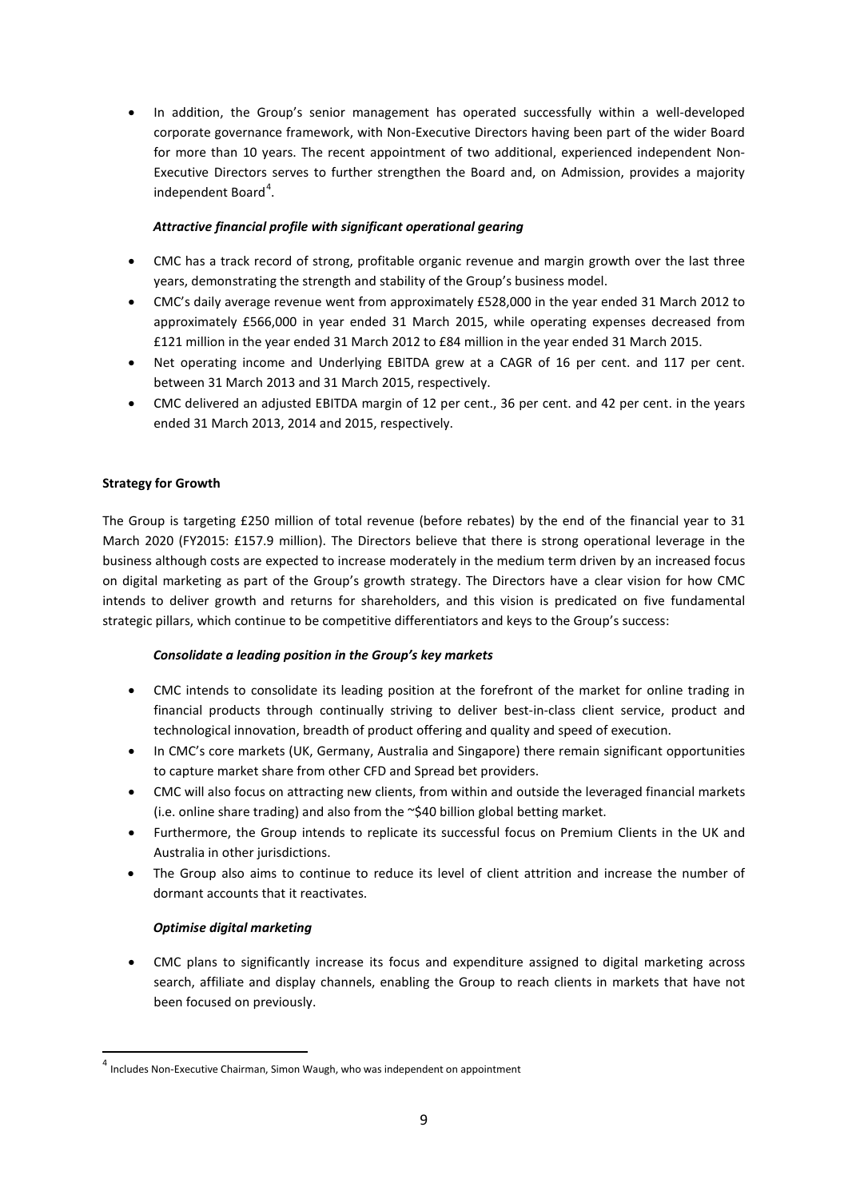- In addition, the Group's senior management has operated successfully within a well-developed corporate governance framework, with Non-Executive Directors having been part of the wider Board for more than 10 years. The recent appointment of two additional, experienced independent Non-Executive Directors serves to further strengthen the Board and, on Admission, provides a majority independent Board[4].

*Attractive financial profile with significant operational gearing*

- CMC has a track record of strong, profitable organic revenue and margin growth over the last three years, demonstrating the strength and stability of the Group's business model.
- CMC's daily average revenue went from approximately £528,000 in the year ended 31 March 2012 to approximately £566,000 in year ended 31 March 2015, while operating expenses decreased from £121 million in the year ended 31 March 2012 to £84 million in the year ended 31 March 2015.
- Net operating income and Underlying EBITDA grew at a CAGR of 16 per cent. and 117 per cent. between 31 March 2013 and 31 March 2015, respectively.
- CMC delivered an adjusted EBITDA margin of 12 per cent., 36 per cent. and 42 per cent. in the years ended 31 March 2013, 2014 and 2015, respectively.

**Strategy for Growth**

The Group is targeting £250 million of total revenue (before rebates) by the end of the financial year to 31 March 2020 (FY2015: £157.9 million). The Directors believe that there is strong operational leverage in the business although costs are expected to increase moderately in the medium term driven by an increased focus on digital marketing as part of the Group's growth strategy. The Directors have a clear vision for how CMC intends to deliver growth and returns for shareholders, and this vision is predicated on five fundamental strategic pillars, which continue to be competitive differentiators and keys to the Group's success:

*Consolidate a leading position in the Group's key markets*

- CMC intends to consolidate its leading position at the forefront of the market for online trading in financial products through continually striving to deliver best-in-class client service, product and technological innovation, breadth of product offering and quality and speed of execution.
- In CMC's core markets (UK, Germany, Australia and Singapore) there remain significant opportunities to capture market share from other CFD and Spread bet providers.
- CMC will also focus on attracting new clients, from within and outside the leveraged financial markets (i.e. online share trading) and also from the ~$40 billion global betting market.
- Furthermore, the Group intends to replicate its successful focus on Premium Clients in the UK and Australia in other jurisdictions.
- The Group also aims to continue to reduce its level of client attrition and increase the number of dormant accounts that it reactivates.

*Optimise digital marketing*

- CMC plans to significantly increase its focus and expenditure assigned to digital marketing across search, affiliate and display channels, enabling the Group to reach clients in markets that have not been focused on previously.

---

[4] Includes Non-Executive Chairman, Simon Waugh, who was independent on appointment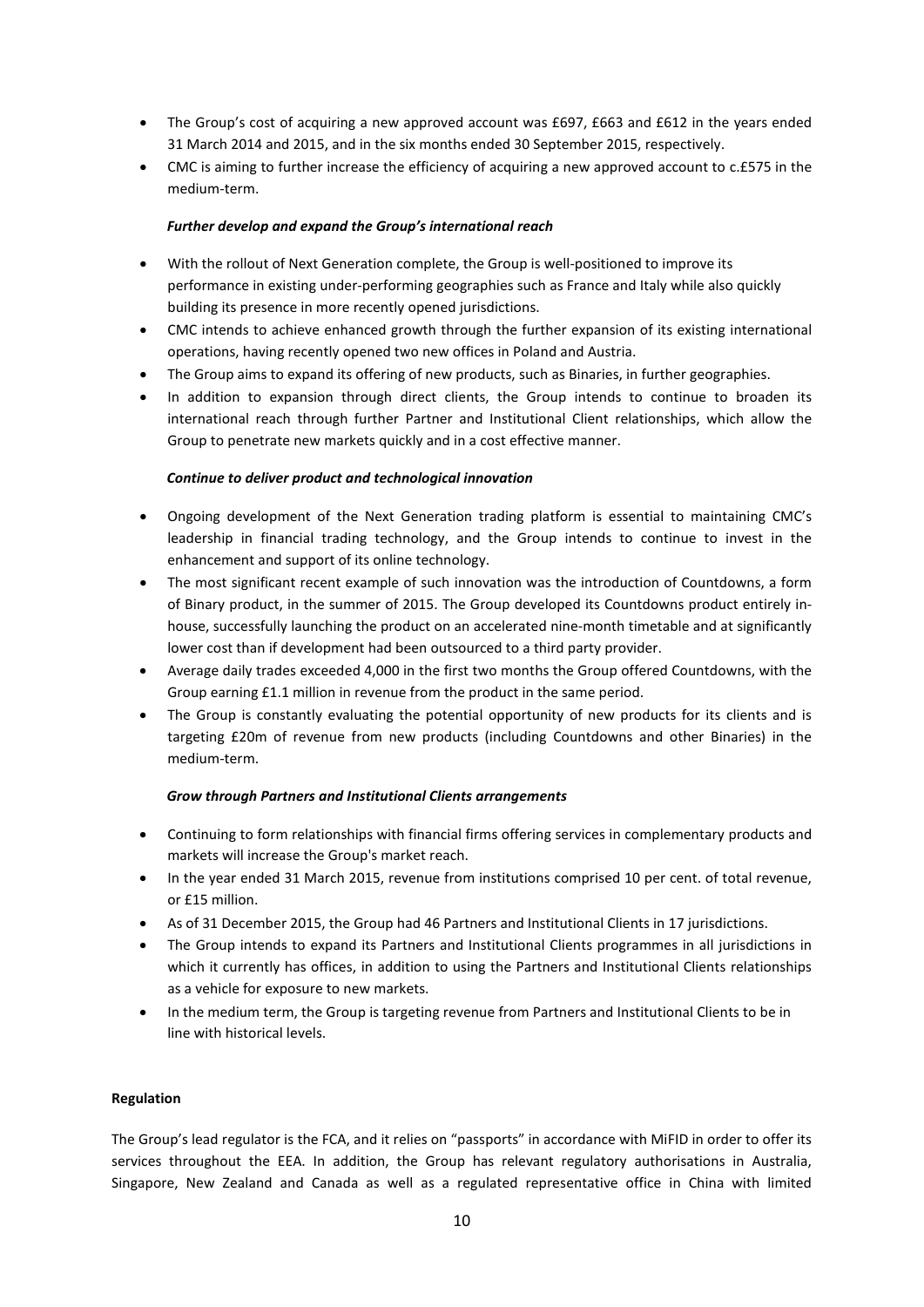- The Group's cost of acquiring a new approved account was £697, £663 and £612 in the years ended 31 March 2014 and 2015, and in the six months ended 30 September 2015, respectively.
- CMC is aiming to further increase the efficiency of acquiring a new approved account to c.£575 in the medium-term.

***Further develop and expand the Group's international reach***

- With the rollout of Next Generation complete, the Group is well-positioned to improve its performance in existing under-performing geographies such as France and Italy while also quickly building its presence in more recently opened jurisdictions.
- CMC intends to achieve enhanced growth through the further expansion of its existing international operations, having recently opened two new offices in Poland and Austria.
- The Group aims to expand its offering of new products, such as Binaries, in further geographies.
- In addition to expansion through direct clients, the Group intends to continue to broaden its international reach through further Partner and Institutional Client relationships, which allow the Group to penetrate new markets quickly and in a cost effective manner.

***Continue to deliver product and technological innovation***

- Ongoing development of the Next Generation trading platform is essential to maintaining CMC's leadership in financial trading technology, and the Group intends to continue to invest in the enhancement and support of its online technology.
- The most significant recent example of such innovation was the introduction of Countdowns, a form of Binary product, in the summer of 2015. The Group developed its Countdowns product entirely in-house, successfully launching the product on an accelerated nine-month timetable and at significantly lower cost than if development had been outsourced to a third party provider.
- Average daily trades exceeded 4,000 in the first two months the Group offered Countdowns, with the Group earning £1.1 million in revenue from the product in the same period.
- The Group is constantly evaluating the potential opportunity of new products for its clients and is targeting £20m of revenue from new products (including Countdowns and other Binaries) in the medium-term.

***Grow through Partners and Institutional Clients arrangements***

- Continuing to form relationships with financial firms offering services in complementary products and markets will increase the Group's market reach.
- In the year ended 31 March 2015, revenue from institutions comprised 10 per cent. of total revenue, or £15 million.
- As of 31 December 2015, the Group had 46 Partners and Institutional Clients in 17 jurisdictions.
- The Group intends to expand its Partners and Institutional Clients programmes in all jurisdictions in which it currently has offices, in addition to using the Partners and Institutional Clients relationships as a vehicle for exposure to new markets.
- In the medium term, the Group is targeting revenue from Partners and Institutional Clients to be in line with historical levels.

**Regulation**

The Group's lead regulator is the FCA, and it relies on "passports" in accordance with MiFID in order to offer its services throughout the EEA. In addition, the Group has relevant regulatory authorisations in Australia, Singapore, New Zealand and Canada as well as a regulated representative office in China with limited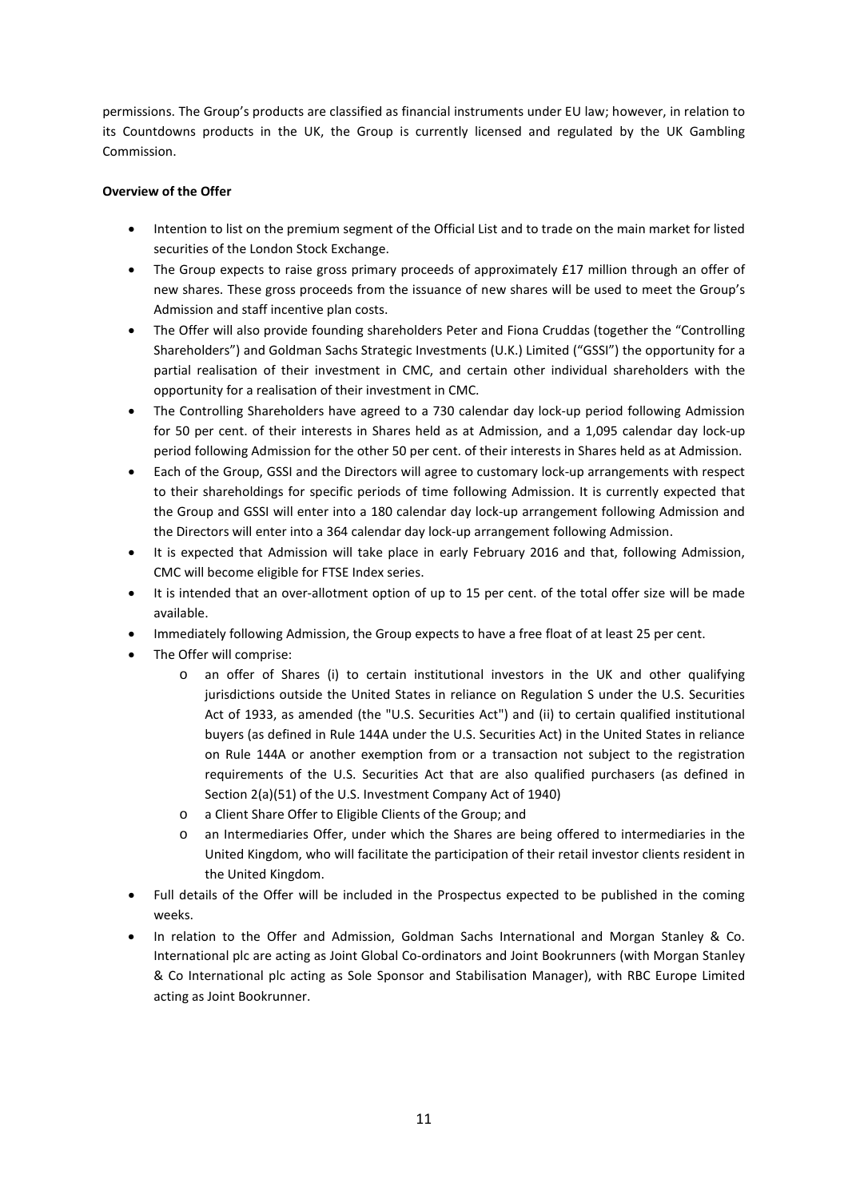permissions. The Group's products are classified as financial instruments under EU law; however, in relation to its Countdowns products in the UK, the Group is currently licensed and regulated by the UK Gambling Commission.

**Overview of the Offer**

- Intention to list on the premium segment of the Official List and to trade on the main market for listed securities of the London Stock Exchange.
- The Group expects to raise gross primary proceeds of approximately £17 million through an offer of new shares. These gross proceeds from the issuance of new shares will be used to meet the Group's Admission and staff incentive plan costs.
- The Offer will also provide founding shareholders Peter and Fiona Cruddas (together the "Controlling Shareholders") and Goldman Sachs Strategic Investments (U.K.) Limited ("GSSI") the opportunity for a partial realisation of their investment in CMC, and certain other individual shareholders with the opportunity for a realisation of their investment in CMC.
- The Controlling Shareholders have agreed to a 730 calendar day lock-up period following Admission for 50 per cent. of their interests in Shares held as at Admission, and a 1,095 calendar day lock-up period following Admission for the other 50 per cent. of their interests in Shares held as at Admission.
- Each of the Group, GSSI and the Directors will agree to customary lock-up arrangements with respect to their shareholdings for specific periods of time following Admission. It is currently expected that the Group and GSSI will enter into a 180 calendar day lock-up arrangement following Admission and the Directors will enter into a 364 calendar day lock-up arrangement following Admission.
- It is expected that Admission will take place in early February 2016 and that, following Admission, CMC will become eligible for FTSE Index series.
- It is intended that an over-allotment option of up to 15 per cent. of the total offer size will be made available.
- Immediately following Admission, the Group expects to have a free float of at least 25 per cent.
- The Offer will comprise:
  - an offer of Shares (i) to certain institutional investors in the UK and other qualifying jurisdictions outside the United States in reliance on Regulation S under the U.S. Securities Act of 1933, as amended (the "U.S. Securities Act") and (ii) to certain qualified institutional buyers (as defined in Rule 144A under the U.S. Securities Act) in the United States in reliance on Rule 144A or another exemption from or a transaction not subject to the registration requirements of the U.S. Securities Act that are also qualified purchasers (as defined in Section 2(a)(51) of the U.S. Investment Company Act of 1940)
  - a Client Share Offer to Eligible Clients of the Group; and
  - an Intermediaries Offer, under which the Shares are being offered to intermediaries in the United Kingdom, who will facilitate the participation of their retail investor clients resident in the United Kingdom.
- Full details of the Offer will be included in the Prospectus expected to be published in the coming weeks.
- In relation to the Offer and Admission, Goldman Sachs International and Morgan Stanley & Co. International plc are acting as Joint Global Co-ordinators and Joint Bookrunners (with Morgan Stanley & Co International plc acting as Sole Sponsor and Stabilisation Manager), with RBC Europe Limited acting as Joint Bookrunner.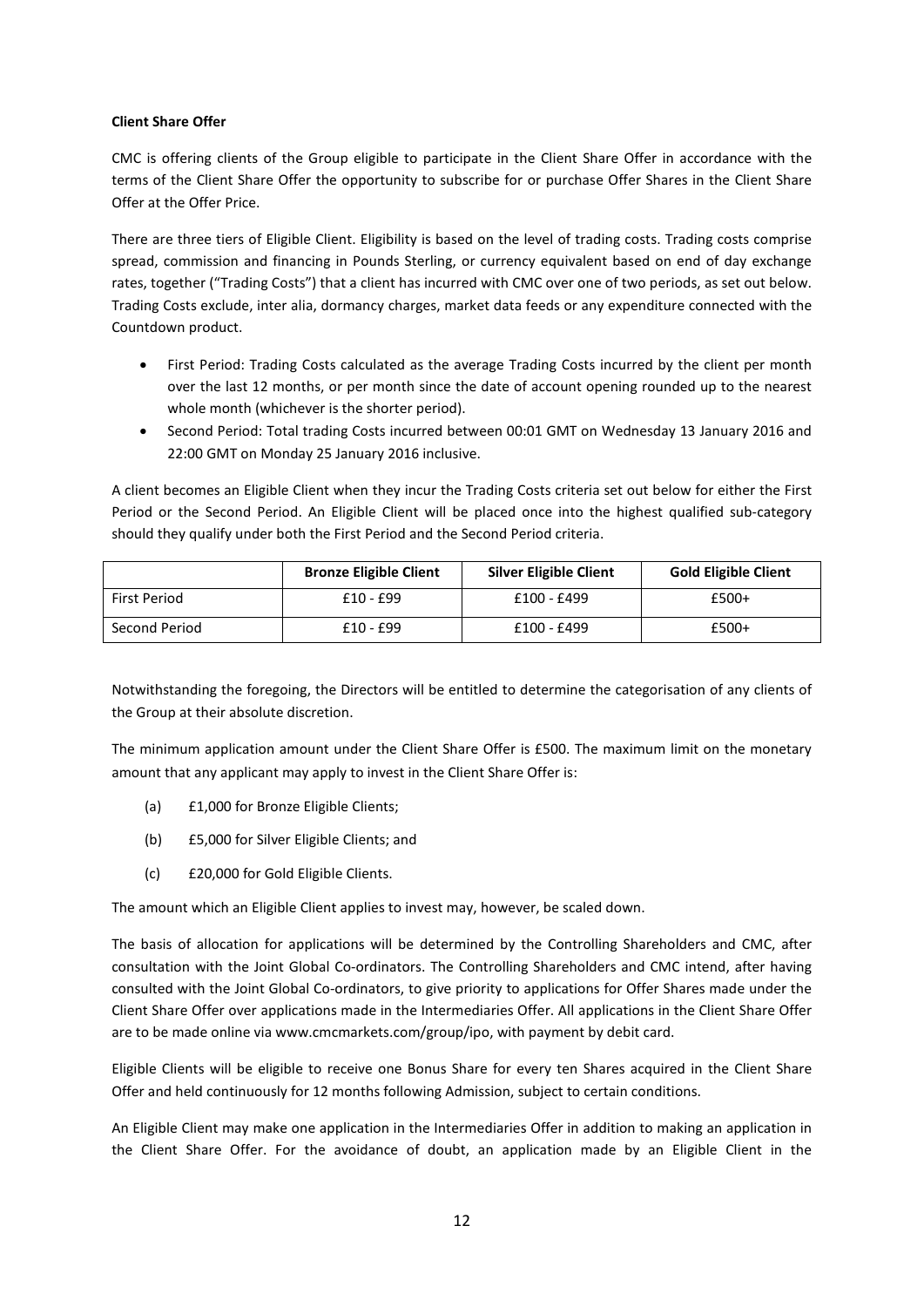**Client Share Offer**

CMC is offering clients of the Group eligible to participate in the Client Share Offer in accordance with the terms of the Client Share Offer the opportunity to subscribe for or purchase Offer Shares in the Client Share Offer at the Offer Price.

There are three tiers of Eligible Client. Eligibility is based on the level of trading costs. Trading costs comprise spread, commission and financing in Pounds Sterling, or currency equivalent based on end of day exchange rates, together ("Trading Costs") that a client has incurred with CMC over one of two periods, as set out below. Trading Costs exclude, inter alia, dormancy charges, market data feeds or any expenditure connected with the Countdown product.

- First Period: Trading Costs calculated as the average Trading Costs incurred by the client per month over the last 12 months, or per month since the date of account opening rounded up to the nearest whole month (whichever is the shorter period).
- Second Period: Total trading Costs incurred between 00:01 GMT on Wednesday 13 January 2016 and 22:00 GMT on Monday 25 January 2016 inclusive.

A client becomes an Eligible Client when they incur the Trading Costs criteria set out below for either the First Period or the Second Period. An Eligible Client will be placed once into the highest qualified sub-category should they qualify under both the First Period and the Second Period criteria.

| | **Bronze Eligible Client** | **Silver Eligible Client** | **Gold Eligible Client** |
|---|---|---|---|
| First Period | £10 - £99 | £100 - £499 | £500+ |
| Second Period | £10 - £99 | £100 - £499 | £500+ |

Notwithstanding the foregoing, the Directors will be entitled to determine the categorisation of any clients of the Group at their absolute discretion.

The minimum application amount under the Client Share Offer is £500. The maximum limit on the monetary amount that any applicant may apply to invest in the Client Share Offer is:

(a) £1,000 for Bronze Eligible Clients;

(b) £5,000 for Silver Eligible Clients; and

(c) £20,000 for Gold Eligible Clients.

The amount which an Eligible Client applies to invest may, however, be scaled down.

The basis of allocation for applications will be determined by the Controlling Shareholders and CMC, after consultation with the Joint Global Co-ordinators. The Controlling Shareholders and CMC intend, after having consulted with the Joint Global Co-ordinators, to give priority to applications for Offer Shares made under the Client Share Offer over applications made in the Intermediaries Offer. All applications in the Client Share Offer are to be made online via www.cmcmarkets.com/group/ipo, with payment by debit card.

Eligible Clients will be eligible to receive one Bonus Share for every ten Shares acquired in the Client Share Offer and held continuously for 12 months following Admission, subject to certain conditions.

An Eligible Client may make one application in the Intermediaries Offer in addition to making an application in the Client Share Offer. For the avoidance of doubt, an application made by an Eligible Client in the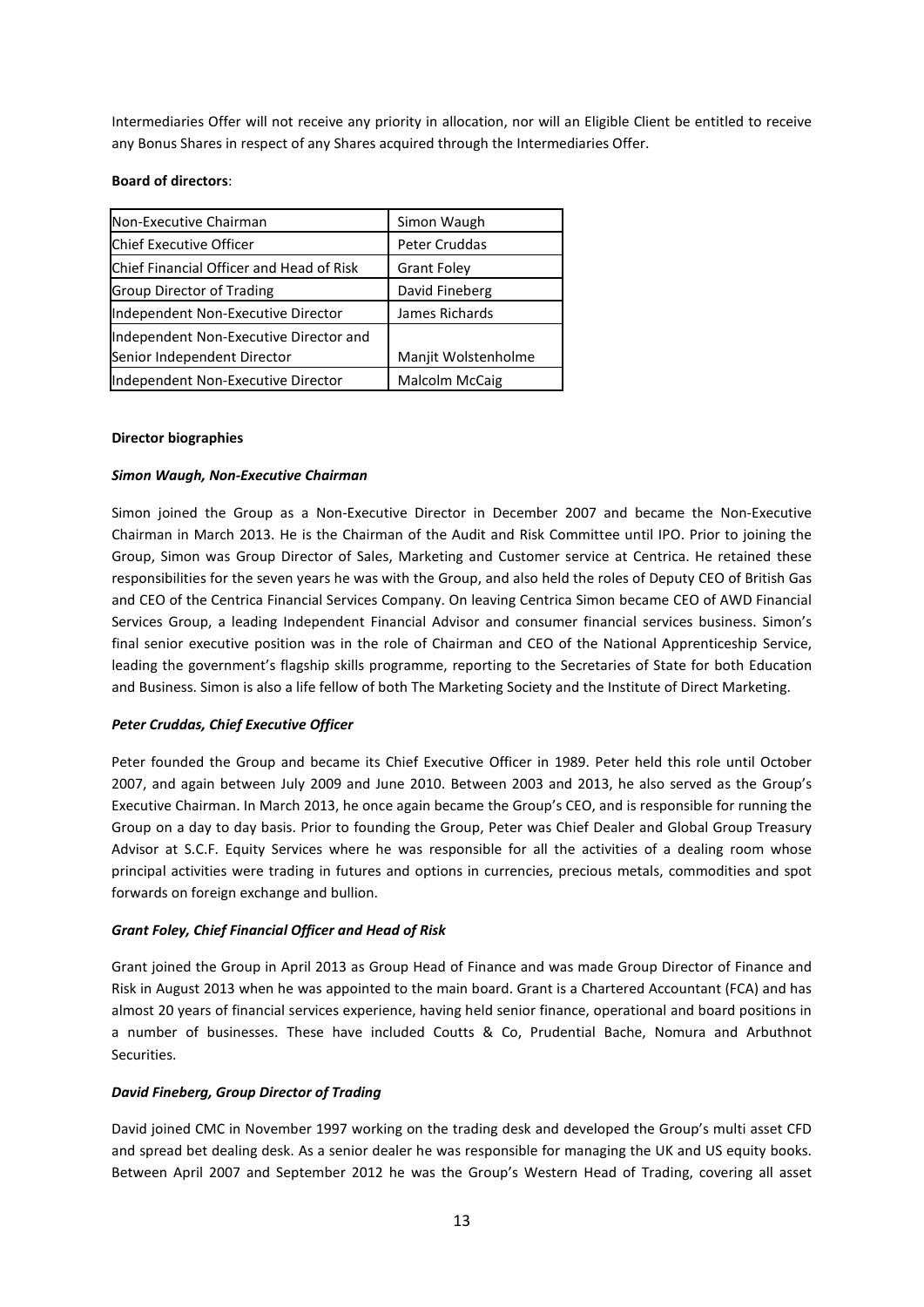Intermediaries Offer will not receive any priority in allocation, nor will an Eligible Client be entitled to receive any Bonus Shares in respect of any Shares acquired through the Intermediaries Offer.

**Board of directors**:

| Position | Name |
|---|---|
| Non-Executive Chairman | Simon Waugh |
| Chief Executive Officer | Peter Cruddas |
| Chief Financial Officer and Head of Risk | Grant Foley |
| Group Director of Trading | David Fineberg |
| Independent Non-Executive Director | James Richards |
| Independent Non-Executive Director and Senior Independent Director | Manjit Wolstenholme |
| Independent Non-Executive Director | Malcolm McCaig |

**Director biographies**

***Simon Waugh, Non-Executive Chairman***

Simon joined the Group as a Non-Executive Director in December 2007 and became the Non-Executive Chairman in March 2013. He is the Chairman of the Audit and Risk Committee until IPO. Prior to joining the Group, Simon was Group Director of Sales, Marketing and Customer service at Centrica. He retained these responsibilities for the seven years he was with the Group, and also held the roles of Deputy CEO of British Gas and CEO of the Centrica Financial Services Company. On leaving Centrica Simon became CEO of AWD Financial Services Group, a leading Independent Financial Advisor and consumer financial services business. Simon's final senior executive position was in the role of Chairman and CEO of the National Apprenticeship Service, leading the government's flagship skills programme, reporting to the Secretaries of State for both Education and Business. Simon is also a life fellow of both The Marketing Society and the Institute of Direct Marketing.

***Peter Cruddas, Chief Executive Officer***

Peter founded the Group and became its Chief Executive Officer in 1989. Peter held this role until October 2007, and again between July 2009 and June 2010. Between 2003 and 2013, he also served as the Group's Executive Chairman. In March 2013, he once again became the Group's CEO, and is responsible for running the Group on a day to day basis. Prior to founding the Group, Peter was Chief Dealer and Global Group Treasury Advisor at S.C.F. Equity Services where he was responsible for all the activities of a dealing room whose principal activities were trading in futures and options in currencies, precious metals, commodities and spot forwards on foreign exchange and bullion.

***Grant Foley, Chief Financial Officer and Head of Risk***

Grant joined the Group in April 2013 as Group Head of Finance and was made Group Director of Finance and Risk in August 2013 when he was appointed to the main board. Grant is a Chartered Accountant (FCA) and has almost 20 years of financial services experience, having held senior finance, operational and board positions in a number of businesses. These have included Coutts & Co, Prudential Bache, Nomura and Arbuthnot Securities.

***David Fineberg, Group Director of Trading***

David joined CMC in November 1997 working on the trading desk and developed the Group's multi asset CFD and spread bet dealing desk. As a senior dealer he was responsible for managing the UK and US equity books. Between April 2007 and September 2012 he was the Group's Western Head of Trading, covering all asset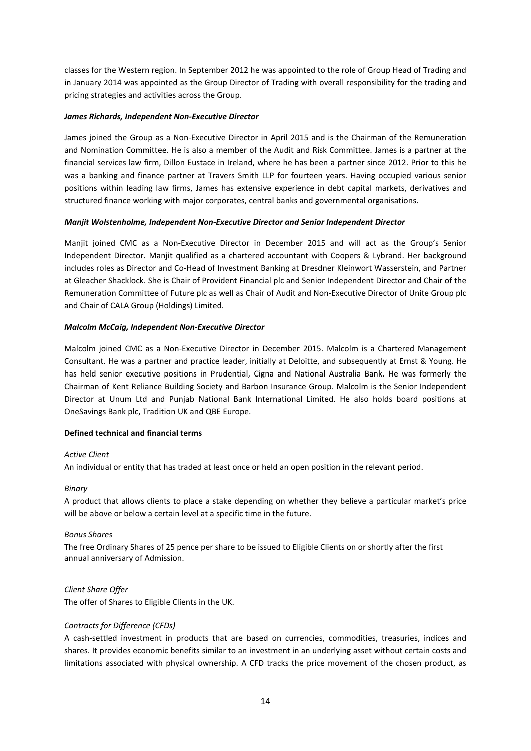classes for the Western region. In September 2012 he was appointed to the role of Group Head of Trading and in January 2014 was appointed as the Group Director of Trading with overall responsibility for the trading and pricing strategies and activities across the Group.

***James Richards, Independent Non-Executive Director***

James joined the Group as a Non-Executive Director in April 2015 and is the Chairman of the Remuneration and Nomination Committee. He is also a member of the Audit and Risk Committee. James is a partner at the financial services law firm, Dillon Eustace in Ireland, where he has been a partner since 2012. Prior to this he was a banking and finance partner at Travers Smith LLP for fourteen years. Having occupied various senior positions within leading law firms, James has extensive experience in debt capital markets, derivatives and structured finance working with major corporates, central banks and governmental organisations.

***Manjit Wolstenholme, Independent Non-Executive Director and Senior Independent Director***

Manjit joined CMC as a Non-Executive Director in December 2015 and will act as the Group's Senior Independent Director. Manjit qualified as a chartered accountant with Coopers & Lybrand. Her background includes roles as Director and Co-Head of Investment Banking at Dresdner Kleinwort Wasserstein, and Partner at Gleacher Shacklock. She is Chair of Provident Financial plc and Senior Independent Director and Chair of the Remuneration Committee of Future plc as well as Chair of Audit and Non-Executive Director of Unite Group plc and Chair of CALA Group (Holdings) Limited.

***Malcolm McCaig, Independent Non-Executive Director***

Malcolm joined CMC as a Non-Executive Director in December 2015. Malcolm is a Chartered Management Consultant. He was a partner and practice leader, initially at Deloitte, and subsequently at Ernst & Young. He has held senior executive positions in Prudential, Cigna and National Australia Bank. He was formerly the Chairman of Kent Reliance Building Society and Barbon Insurance Group. Malcolm is the Senior Independent Director at Unum Ltd and Punjab National Bank International Limited. He also holds board positions at OneSavings Bank plc, Tradition UK and QBE Europe.

**Defined technical and financial terms**

*Active Client*
An individual or entity that has traded at least once or held an open position in the relevant period.

*Binary*
A product that allows clients to place a stake depending on whether they believe a particular market's price will be above or below a certain level at a specific time in the future.

*Bonus Shares*
The free Ordinary Shares of 25 pence per share to be issued to Eligible Clients on or shortly after the first annual anniversary of Admission.

*Client Share Offer*
The offer of Shares to Eligible Clients in the UK.

*Contracts for Difference (CFDs)*
A cash-settled investment in products that are based on currencies, commodities, treasuries, indices and shares. It provides economic benefits similar to an investment in an underlying asset without certain costs and limitations associated with physical ownership. A CFD tracks the price movement of the chosen product, as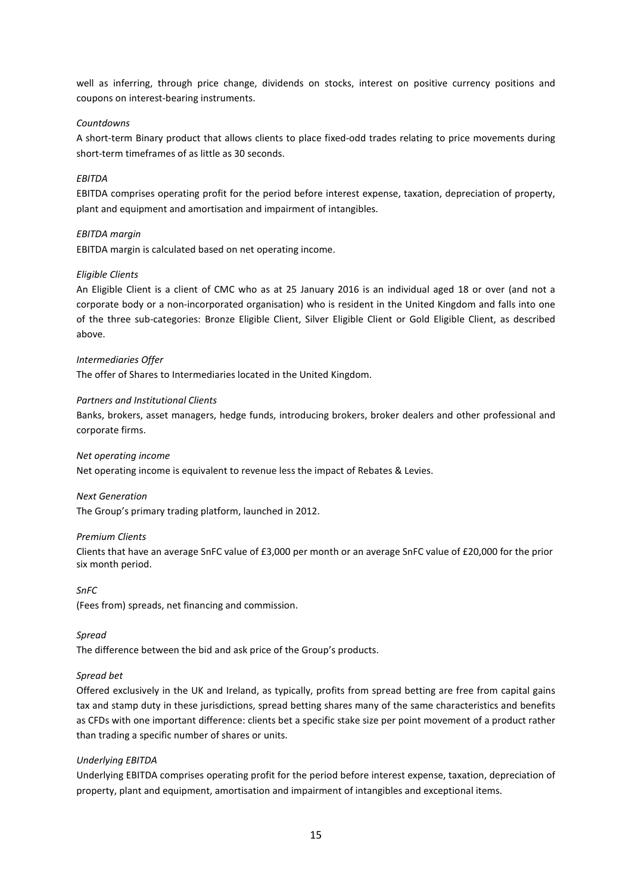well as inferring, through price change, dividends on stocks, interest on positive currency positions and coupons on interest-bearing instruments.

*Countdowns*

A short-term Binary product that allows clients to place fixed-odd trades relating to price movements during short-term timeframes of as little as 30 seconds.

*EBITDA*

EBITDA comprises operating profit for the period before interest expense, taxation, depreciation of property, plant and equipment and amortisation and impairment of intangibles.

*EBITDA margin*

EBITDA margin is calculated based on net operating income.

*Eligible Clients*

An Eligible Client is a client of CMC who as at 25 January 2016 is an individual aged 18 or over (and not a corporate body or a non-incorporated organisation) who is resident in the United Kingdom and falls into one of the three sub-categories: Bronze Eligible Client, Silver Eligible Client or Gold Eligible Client, as described above.

*Intermediaries Offer*

The offer of Shares to Intermediaries located in the United Kingdom.

*Partners and Institutional Clients*

Banks, brokers, asset managers, hedge funds, introducing brokers, broker dealers and other professional and corporate firms.

*Net operating income*

Net operating income is equivalent to revenue less the impact of Rebates & Levies.

*Next Generation*

The Group's primary trading platform, launched in 2012.

*Premium Clients*

Clients that have an average SnFC value of £3,000 per month or an average SnFC value of £20,000 for the prior six month period.

*SnFC*

(Fees from) spreads, net financing and commission.

*Spread*

The difference between the bid and ask price of the Group's products.

*Spread bet*

Offered exclusively in the UK and Ireland, as typically, profits from spread betting are free from capital gains tax and stamp duty in these jurisdictions, spread betting shares many of the same characteristics and benefits as CFDs with one important difference: clients bet a specific stake size per point movement of a product rather than trading a specific number of shares or units.

*Underlying EBITDA*

Underlying EBITDA comprises operating profit for the period before interest expense, taxation, depreciation of property, plant and equipment, amortisation and impairment of intangibles and exceptional items.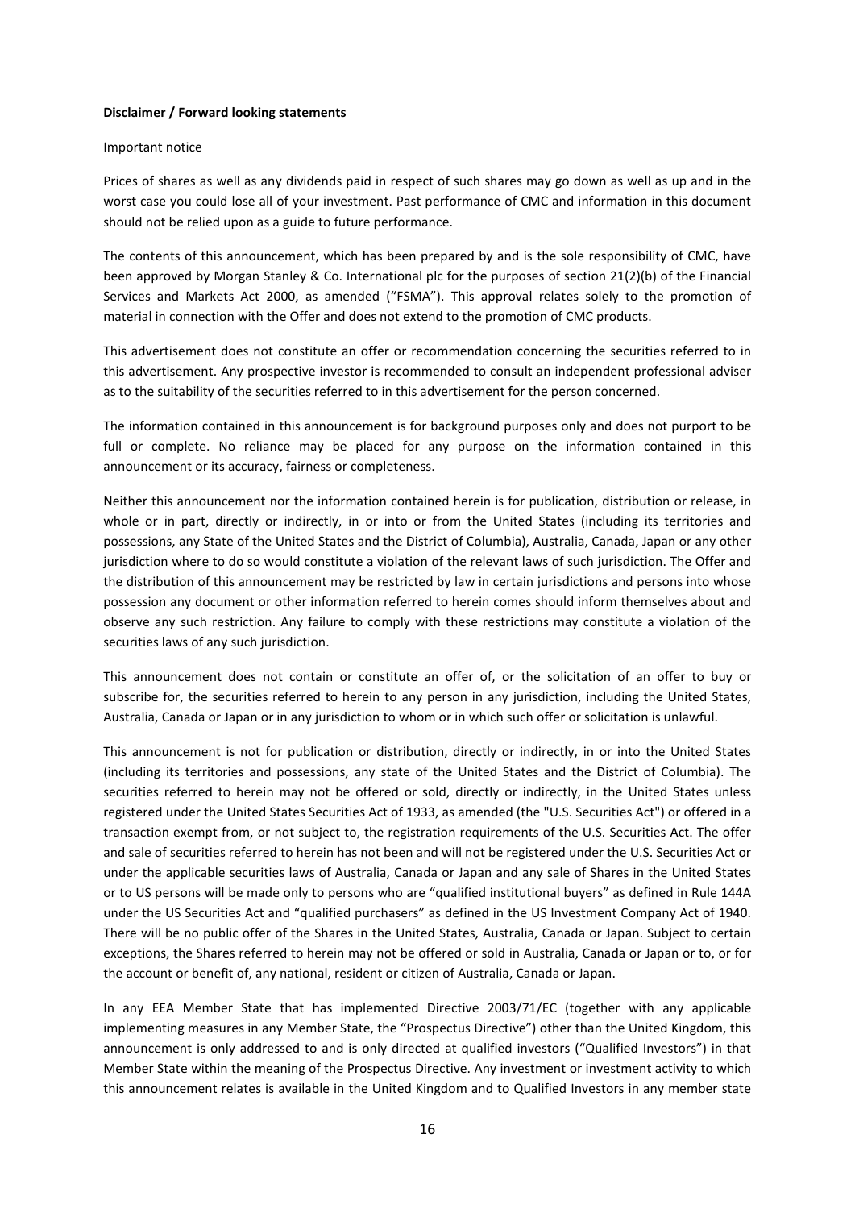**Disclaimer / Forward looking statements**

Important notice

Prices of shares as well as any dividends paid in respect of such shares may go down as well as up and in the worst case you could lose all of your investment. Past performance of CMC and information in this document should not be relied upon as a guide to future performance.

The contents of this announcement, which has been prepared by and is the sole responsibility of CMC, have been approved by Morgan Stanley & Co. International plc for the purposes of section 21(2)(b) of the Financial Services and Markets Act 2000, as amended ("FSMA"). This approval relates solely to the promotion of material in connection with the Offer and does not extend to the promotion of CMC products.

This advertisement does not constitute an offer or recommendation concerning the securities referred to in this advertisement. Any prospective investor is recommended to consult an independent professional adviser as to the suitability of the securities referred to in this advertisement for the person concerned.

The information contained in this announcement is for background purposes only and does not purport to be full or complete. No reliance may be placed for any purpose on the information contained in this announcement or its accuracy, fairness or completeness.

Neither this announcement nor the information contained herein is for publication, distribution or release, in whole or in part, directly or indirectly, in or into or from the United States (including its territories and possessions, any State of the United States and the District of Columbia), Australia, Canada, Japan or any other jurisdiction where to do so would constitute a violation of the relevant laws of such jurisdiction. The Offer and the distribution of this announcement may be restricted by law in certain jurisdictions and persons into whose possession any document or other information referred to herein comes should inform themselves about and observe any such restriction. Any failure to comply with these restrictions may constitute a violation of the securities laws of any such jurisdiction.

This announcement does not contain or constitute an offer of, or the solicitation of an offer to buy or subscribe for, the securities referred to herein to any person in any jurisdiction, including the United States, Australia, Canada or Japan or in any jurisdiction to whom or in which such offer or solicitation is unlawful.

This announcement is not for publication or distribution, directly or indirectly, in or into the United States (including its territories and possessions, any state of the United States and the District of Columbia). The securities referred to herein may not be offered or sold, directly or indirectly, in the United States unless registered under the United States Securities Act of 1933, as amended (the "U.S. Securities Act") or offered in a transaction exempt from, or not subject to, the registration requirements of the U.S. Securities Act. The offer and sale of securities referred to herein has not been and will not be registered under the U.S. Securities Act or under the applicable securities laws of Australia, Canada or Japan and any sale of Shares in the United States or to US persons will be made only to persons who are "qualified institutional buyers" as defined in Rule 144A under the US Securities Act and "qualified purchasers" as defined in the US Investment Company Act of 1940. There will be no public offer of the Shares in the United States, Australia, Canada or Japan. Subject to certain exceptions, the Shares referred to herein may not be offered or sold in Australia, Canada or Japan or to, or for the account or benefit of, any national, resident or citizen of Australia, Canada or Japan.

In any EEA Member State that has implemented Directive 2003/71/EC (together with any applicable implementing measures in any Member State, the "Prospectus Directive") other than the United Kingdom, this announcement is only addressed to and is only directed at qualified investors ("Qualified Investors") in that Member State within the meaning of the Prospectus Directive. Any investment or investment activity to which this announcement relates is available in the United Kingdom and to Qualified Investors in any member state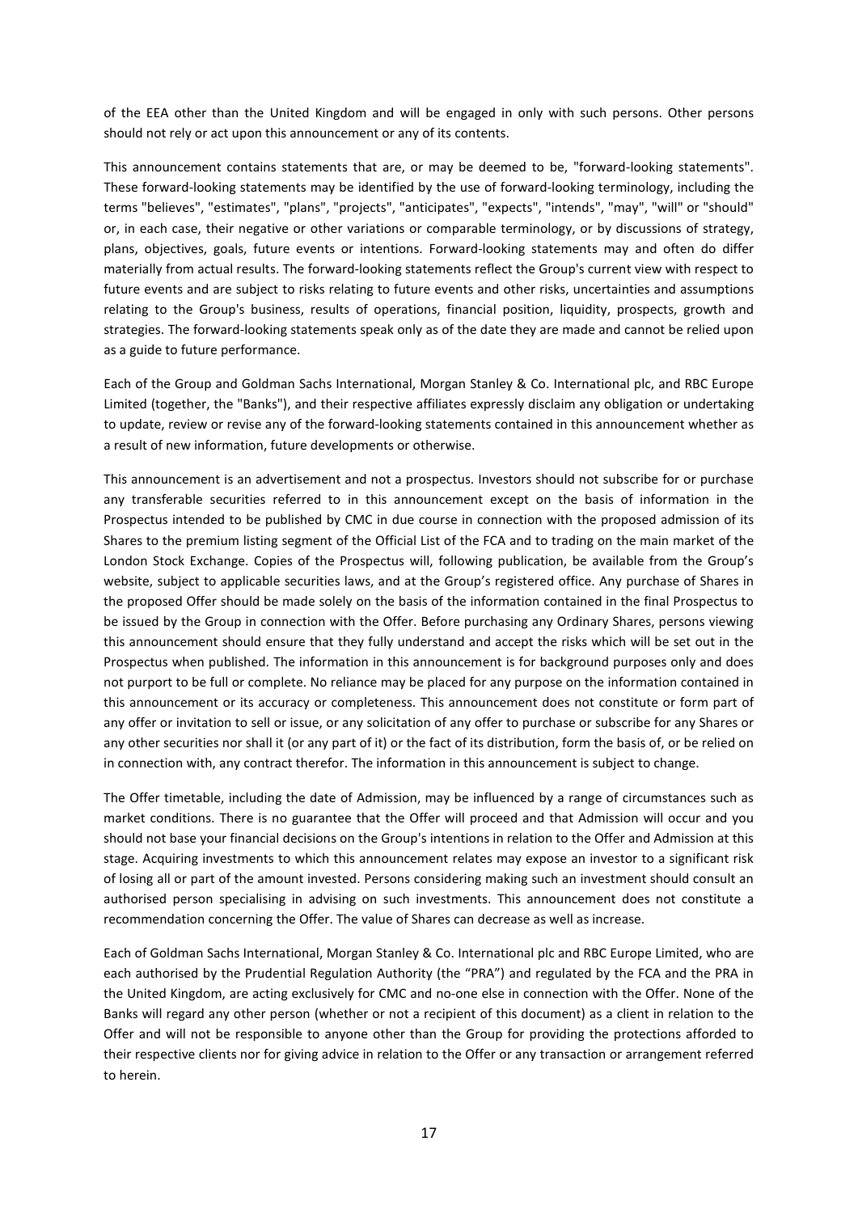of the EEA other than the United Kingdom and will be engaged in only with such persons. Other persons should not rely or act upon this announcement or any of its contents.

This announcement contains statements that are, or may be deemed to be, "forward-looking statements". These forward-looking statements may be identified by the use of forward-looking terminology, including the terms "believes", "estimates", "plans", "projects", "anticipates", "expects", "intends", "may", "will" or "should" or, in each case, their negative or other variations or comparable terminology, or by discussions of strategy, plans, objectives, goals, future events or intentions. Forward-looking statements may and often do differ materially from actual results. The forward-looking statements reflect the Group's current view with respect to future events and are subject to risks relating to future events and other risks, uncertainties and assumptions relating to the Group's business, results of operations, financial position, liquidity, prospects, growth and strategies. The forward-looking statements speak only as of the date they are made and cannot be relied upon as a guide to future performance.

Each of the Group and Goldman Sachs International, Morgan Stanley & Co. International plc, and RBC Europe Limited (together, the "Banks"), and their respective affiliates expressly disclaim any obligation or undertaking to update, review or revise any of the forward-looking statements contained in this announcement whether as a result of new information, future developments or otherwise.

This announcement is an advertisement and not a prospectus. Investors should not subscribe for or purchase any transferable securities referred to in this announcement except on the basis of information in the Prospectus intended to be published by CMC in due course in connection with the proposed admission of its Shares to the premium listing segment of the Official List of the FCA and to trading on the main market of the London Stock Exchange. Copies of the Prospectus will, following publication, be available from the Group's website, subject to applicable securities laws, and at the Group's registered office. Any purchase of Shares in the proposed Offer should be made solely on the basis of the information contained in the final Prospectus to be issued by the Group in connection with the Offer. Before purchasing any Ordinary Shares, persons viewing this announcement should ensure that they fully understand and accept the risks which will be set out in the Prospectus when published. The information in this announcement is for background purposes only and does not purport to be full or complete. No reliance may be placed for any purpose on the information contained in this announcement or its accuracy or completeness. This announcement does not constitute or form part of any offer or invitation to sell or issue, or any solicitation of any offer to purchase or subscribe for any Shares or any other securities nor shall it (or any part of it) or the fact of its distribution, form the basis of, or be relied on in connection with, any contract therefor. The information in this announcement is subject to change.

The Offer timetable, including the date of Admission, may be influenced by a range of circumstances such as market conditions. There is no guarantee that the Offer will proceed and that Admission will occur and you should not base your financial decisions on the Group's intentions in relation to the Offer and Admission at this stage. Acquiring investments to which this announcement relates may expose an investor to a significant risk of losing all or part of the amount invested. Persons considering making such an investment should consult an authorised person specialising in advising on such investments. This announcement does not constitute a recommendation concerning the Offer. The value of Shares can decrease as well as increase.

Each of Goldman Sachs International, Morgan Stanley & Co. International plc and RBC Europe Limited, who are each authorised by the Prudential Regulation Authority (the "PRA") and regulated by the FCA and the PRA in the United Kingdom, are acting exclusively for CMC and no-one else in connection with the Offer. None of the Banks will regard any other person (whether or not a recipient of this document) as a client in relation to the Offer and will not be responsible to anyone other than the Group for providing the protections afforded to their respective clients nor for giving advice in relation to the Offer or any transaction or arrangement referred to herein.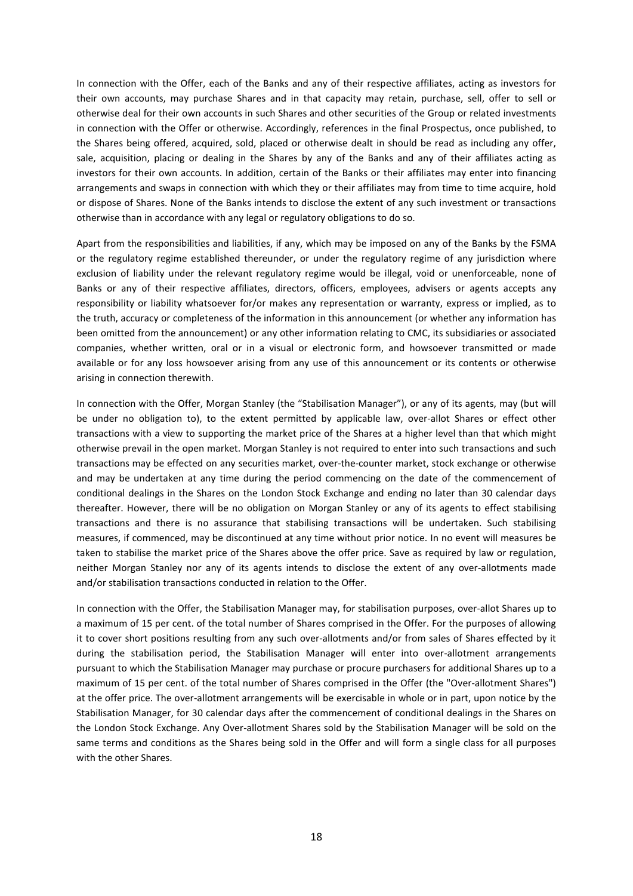In connection with the Offer, each of the Banks and any of their respective affiliates, acting as investors for their own accounts, may purchase Shares and in that capacity may retain, purchase, sell, offer to sell or otherwise deal for their own accounts in such Shares and other securities of the Group or related investments in connection with the Offer or otherwise. Accordingly, references in the final Prospectus, once published, to the Shares being offered, acquired, sold, placed or otherwise dealt in should be read as including any offer, sale, acquisition, placing or dealing in the Shares by any of the Banks and any of their affiliates acting as investors for their own accounts. In addition, certain of the Banks or their affiliates may enter into financing arrangements and swaps in connection with which they or their affiliates may from time to time acquire, hold or dispose of Shares. None of the Banks intends to disclose the extent of any such investment or transactions otherwise than in accordance with any legal or regulatory obligations to do so.

Apart from the responsibilities and liabilities, if any, which may be imposed on any of the Banks by the FSMA or the regulatory regime established thereunder, or under the regulatory regime of any jurisdiction where exclusion of liability under the relevant regulatory regime would be illegal, void or unenforceable, none of Banks or any of their respective affiliates, directors, officers, employees, advisers or agents accepts any responsibility or liability whatsoever for/or makes any representation or warranty, express or implied, as to the truth, accuracy or completeness of the information in this announcement (or whether any information has been omitted from the announcement) or any other information relating to CMC, its subsidiaries or associated companies, whether written, oral or in a visual or electronic form, and howsoever transmitted or made available or for any loss howsoever arising from any use of this announcement or its contents or otherwise arising in connection therewith.

In connection with the Offer, Morgan Stanley (the "Stabilisation Manager"), or any of its agents, may (but will be under no obligation to), to the extent permitted by applicable law, over-allot Shares or effect other transactions with a view to supporting the market price of the Shares at a higher level than that which might otherwise prevail in the open market. Morgan Stanley is not required to enter into such transactions and such transactions may be effected on any securities market, over-the-counter market, stock exchange or otherwise and may be undertaken at any time during the period commencing on the date of the commencement of conditional dealings in the Shares on the London Stock Exchange and ending no later than 30 calendar days thereafter. However, there will be no obligation on Morgan Stanley or any of its agents to effect stabilising transactions and there is no assurance that stabilising transactions will be undertaken. Such stabilising measures, if commenced, may be discontinued at any time without prior notice. In no event will measures be taken to stabilise the market price of the Shares above the offer price. Save as required by law or regulation, neither Morgan Stanley nor any of its agents intends to disclose the extent of any over-allotments made and/or stabilisation transactions conducted in relation to the Offer.

In connection with the Offer, the Stabilisation Manager may, for stabilisation purposes, over-allot Shares up to a maximum of 15 per cent. of the total number of Shares comprised in the Offer. For the purposes of allowing it to cover short positions resulting from any such over-allotments and/or from sales of Shares effected by it during the stabilisation period, the Stabilisation Manager will enter into over-allotment arrangements pursuant to which the Stabilisation Manager may purchase or procure purchasers for additional Shares up to a maximum of 15 per cent. of the total number of Shares comprised in the Offer (the "Over-allotment Shares") at the offer price. The over-allotment arrangements will be exercisable in whole or in part, upon notice by the Stabilisation Manager, for 30 calendar days after the commencement of conditional dealings in the Shares on the London Stock Exchange. Any Over-allotment Shares sold by the Stabilisation Manager will be sold on the same terms and conditions as the Shares being sold in the Offer and will form a single class for all purposes with the other Shares.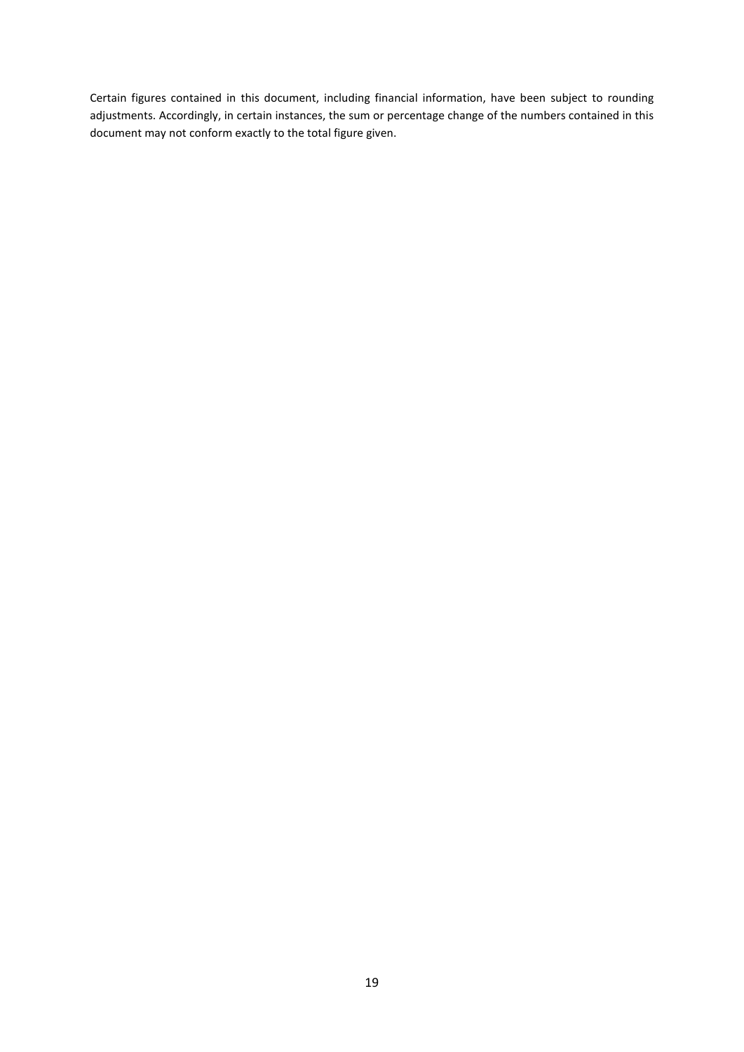Certain figures contained in this document, including financial information, have been subject to rounding adjustments. Accordingly, in certain instances, the sum or percentage change of the numbers contained in this document may not conform exactly to the total figure given.